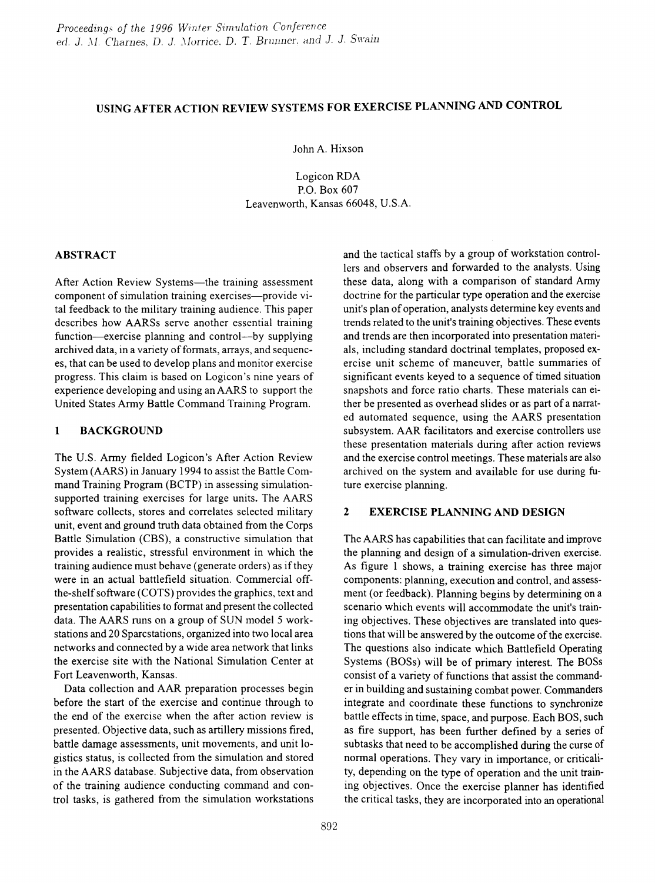# USING AFTER ACTION REVIEW SYSTEMS FOR EXERCISE PLANNING AND CONTROL

John A. Hixson

Logicon RDA
P.O. Box 607
Leavenworth, Kansas 66048, U.S.A.

## ABSTRACT

After Action Review Systems—the training assessment component of simulation training exercises—provide vital feedback to the military training audience. This paper describes how AARSs serve another essential training function—exercise planning and control—by supplying archived data, in a variety of formats, arrays, and sequences, that can be used to develop plans and monitor exercise progress. This claim is based on Logicon's nine years of experience developing and using an AARS to support the United States Army Battle Command Training Program.

## 1 BACKGROUND

The U.S. Army fielded Logicon's After Action Review System (AARS) in January 1994 to assist the Battle Command Training Program (BCTP) in assessing simulation-supported training exercises for large units. The AARS software collects, stores and correlates selected military unit, event and ground truth data obtained from the Corps Battle Simulation (CBS), a constructive simulation that provides a realistic, stressful environment in which the training audience must behave (generate orders) as if they were in an actual battlefield situation. Commercial off-the-shelf software (COTS) provides the graphics, text and presentation capabilities to format and present the collected data. The AARS runs on a group of SUN model 5 workstations and 20 Sparcstations, organized into two local area networks and connected by a wide area network that links the exercise site with the National Simulation Center at Fort Leavenworth, Kansas.

Data collection and AAR preparation processes begin before the start of the exercise and continue through to the end of the exercise when the after action review is presented. Objective data, such as artillery missions fired, battle damage assessments, unit movements, and unit logistics status, is collected from the simulation and stored in the AARS database. Subjective data, from observation of the training audience conducting command and control tasks, is gathered from the simulation workstations and the tactical staffs by a group of workstation controllers and observers and forwarded to the analysts. Using these data, along with a comparison of standard Army doctrine for the particular type operation and the exercise unit's plan of operation, analysts determine key events and trends related to the unit's training objectives. These events and trends are then incorporated into presentation materials, including standard doctrinal templates, proposed exercise unit scheme of maneuver, battle summaries of significant events keyed to a sequence of timed situation snapshots and force ratio charts. These materials can either be presented as overhead slides or as part of a narrated automated sequence, using the AARS presentation subsystem. AAR facilitators and exercise controllers use these presentation materials during after action reviews and the exercise control meetings. These materials are also archived on the system and available for use during future exercise planning.

## 2 EXERCISE PLANNING AND DESIGN

The AARS has capabilities that can facilitate and improve the planning and design of a simulation-driven exercise. As figure 1 shows, a training exercise has three major components: planning, execution and control, and assessment (or feedback). Planning begins by determining on a scenario which events will accommodate the unit's training objectives. These objectives are translated into questions that will be answered by the outcome of the exercise. The questions also indicate which Battlefield Operating Systems (BOSs) will be of primary interest. The BOSs consist of a variety of functions that assist the commander in building and sustaining combat power. Commanders integrate and coordinate these functions to synchronize battle effects in time, space, and purpose. Each BOS, such as fire support, has been further defined by a series of subtasks that need to be accomplished during the curse of normal operations. They vary in importance, or criticality, depending on the type of operation and the unit training objectives. Once the exercise planner has identified the critical tasks, they are incorporated into an operational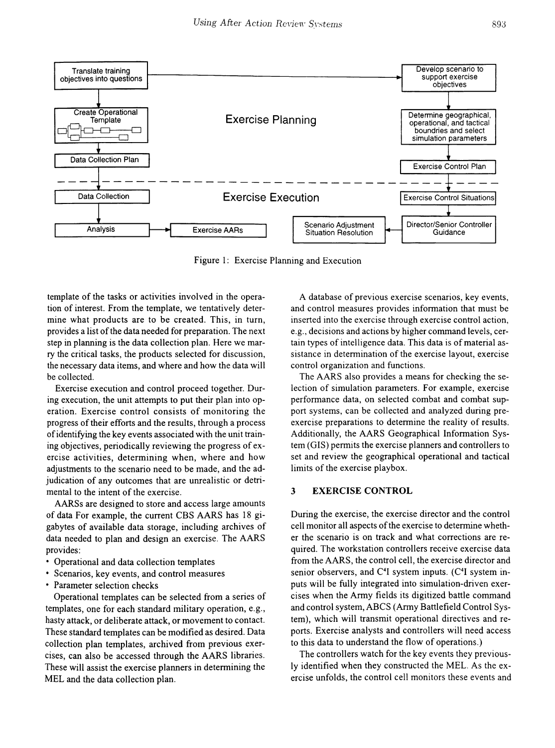Figure 1: Exercise Planning and Execution

template of the tasks or activities involved in the operation of interest. From the template, we tentatively determine what products are to be created. This, in turn, provides a list of the data needed for preparation. The next step in planning is the data collection plan. Here we marry the critical tasks, the products selected for discussion, the necessary data items, and where and how the data will be collected.

Exercise execution and control proceed together. During execution, the unit attempts to put their plan into operation. Exercise control consists of monitoring the progress of their efforts and the results, through a process of identifying the key events associated with the unit training objectives, periodically reviewing the progress of exercise activities, determining when, where and how adjustments to the scenario need to be made, and the adjudication of any outcomes that are unrealistic or detrimental to the intent of the exercise.

AARSs are designed to store and access large amounts of data For example, the current CBS AARS has 18 gigabytes of available data storage, including archives of data needed to plan and design an exercise. The AARS provides:

- Operational and data collection templates
- Scenarios, key events, and control measures
- Parameter selection checks

Operational templates can be selected from a series of templates, one for each standard military operation, e.g., hasty attack, or deliberate attack, or movement to contact. These standard templates can be modified as desired. Data collection plan templates, archived from previous exercises, can also be accessed through the AARS libraries. These will assist the exercise planners in determining the MEL and the data collection plan.

A database of previous exercise scenarios, key events, and control measures provides information that must be inserted into the exercise through exercise control action, e.g., decisions and actions by higher command levels, certain types of intelligence data. This data is of material assistance in determination of the exercise layout, exercise control organization and functions.

The AARS also provides a means for checking the selection of simulation parameters. For example, exercise performance data, on selected combat and combat support systems, can be collected and analyzed during pre-exercise preparations to determine the reality of results. Additionally, the AARS Geographical Information System (GIS) permits the exercise planners and controllers to set and review the geographical operational and tactical limits of the exercise playbox.

## 3 EXERCISE CONTROL

During the exercise, the exercise director and the control cell monitor all aspects of the exercise to determine whether the scenario is on track and what corrections are required. The workstation controllers receive exercise data from the AARS, the control cell, the exercise director and senior observers, and C[4]I system inputs. (C[4]I system inputs will be fully integrated into simulation-driven exercises when the Army fields its digitized battle command and control system, ABCS (Army Battlefield Control System), which will transmit operational directives and reports. Exercise analysts and controllers will need access to this data to understand the flow of operations.)

The controllers watch for the key events they previously identified when they constructed the MEL. As the exercise unfolds, the control cell monitors these events and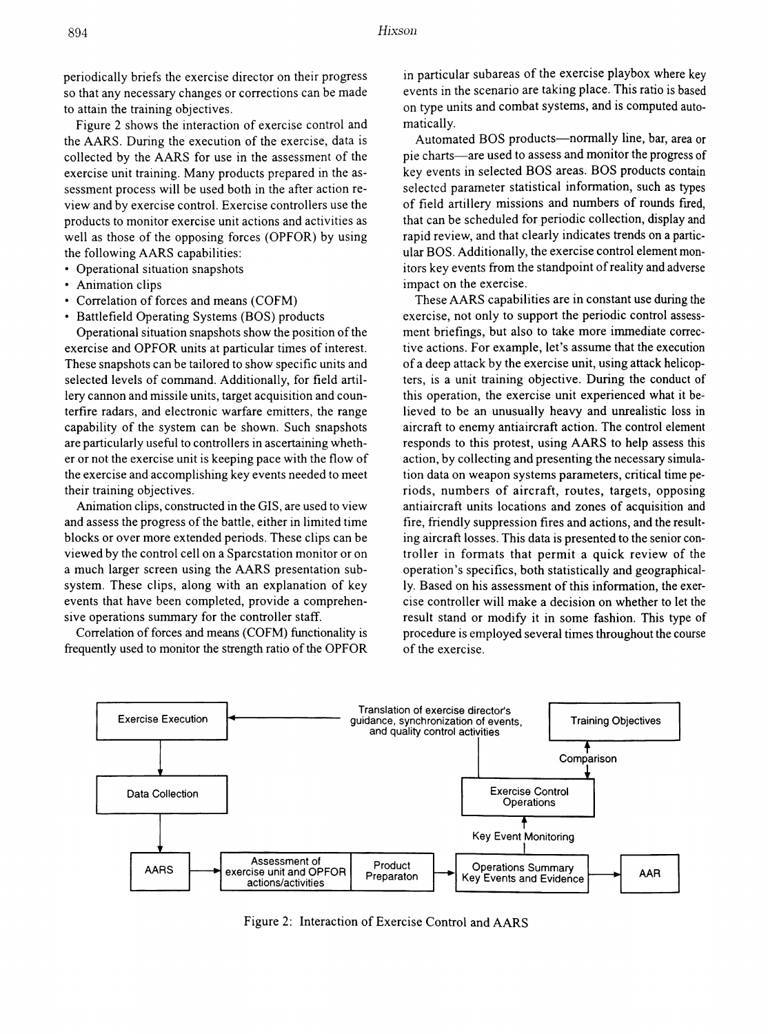periodically briefs the exercise director on their progress so that any necessary changes or corrections can be made to attain the training objectives.

Figure 2 shows the interaction of exercise control and the AARS. During the execution of the exercise, data is collected by the AARS for use in the assessment of the exercise unit training. Many products prepared in the assessment process will be used both in the after action review and by exercise control. Exercise controllers use the products to monitor exercise unit actions and activities as well as those of the opposing forces (OPFOR) by using the following AARS capabilities:

- Operational situation snapshots
- Animation clips
- Correlation of forces and means (COFM)
- Battlefield Operating Systems (BOS) products

Operational situation snapshots show the position of the exercise and OPFOR units at particular times of interest. These snapshots can be tailored to show specific units and selected levels of command. Additionally, for field artillery cannon and missile units, target acquisition and counterfire radars, and electronic warfare emitters, the range capability of the system can be shown. Such snapshots are particularly useful to controllers in ascertaining whether or not the exercise unit is keeping pace with the flow of the exercise and accomplishing key events needed to meet their training objectives.

Animation clips, constructed in the GIS, are used to view and assess the progress of the battle, either in limited time blocks or over more extended periods. These clips can be viewed by the control cell on a Sparcstation monitor or on a much larger screen using the AARS presentation subsystem. These clips, along with an explanation of key events that have been completed, provide a comprehensive operations summary for the controller staff.

Correlation of forces and means (COFM) functionality is frequently used to monitor the strength ratio of the OPFOR in particular subareas of the exercise playbox where key events in the scenario are taking place. This ratio is based on type units and combat systems, and is computed automatically.

Automated BOS products—normally line, bar, area or pie charts—are used to assess and monitor the progress of key events in selected BOS areas. BOS products contain selected parameter statistical information, such as types of field artillery missions and numbers of rounds fired, that can be scheduled for periodic collection, display and rapid review, and that clearly indicates trends on a particular BOS. Additionally, the exercise control element monitors key events from the standpoint of reality and adverse impact on the exercise.

These AARS capabilities are in constant use during the exercise, not only to support the periodic control assessment briefings, but also to take more immediate corrective actions. For example, let's assume that the execution of a deep attack by the exercise unit, using attack helicopters, is a unit training objective. During the conduct of this operation, the exercise unit experienced what it believed to be an unusually heavy and unrealistic loss in aircraft to enemy antiaircraft action. The control element responds to this protest, using AARS to help assess this action, by collecting and presenting the necessary simulation data on weapon systems parameters, critical time periods, numbers of aircraft, routes, targets, opposing antiaircraft units locations and zones of acquisition and fire, friendly suppression fires and actions, and the resulting aircraft losses. This data is presented to the senior controller in formats that permit a quick review of the operation's specifics, both statistically and geographically. Based on his assessment of this information, the exercise controller will make a decision on whether to let the result stand or modify it in some fashion. This type of procedure is employed several times throughout the course of the exercise.

Exercise Execution | Translation of exercise director's guidance, synchronization of events, and quality control activities | Training Objectives | Comparison | Data Collection | Exercise Control Operations | Key Event Monitoring | AARS | Assessment of exercise unit and OPFOR actions/activities | Product Preparaton | Operations Summary Key Events and Evidence | AAR

Figure 2: Interaction of Exercise Control and AARS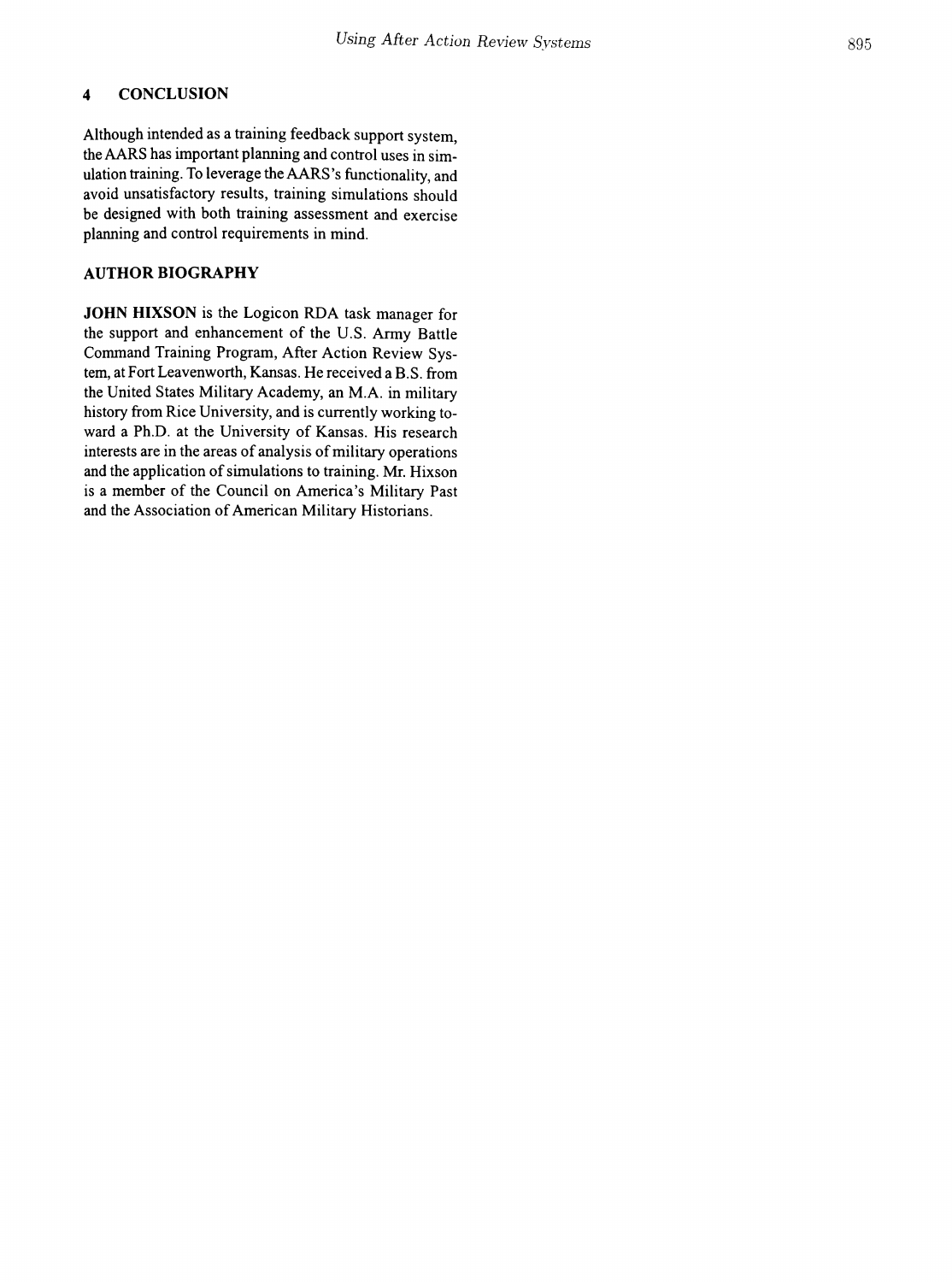## 4 CONCLUSION

Although intended as a training feedback support system, the AARS has important planning and control uses in simulation training. To leverage the AARS's functionality, and avoid unsatisfactory results, training simulations should be designed with both training assessment and exercise planning and control requirements in mind.

## AUTHOR BIOGRAPHY

**JOHN HIXSON** is the Logicon RDA task manager for the support and enhancement of the U.S. Army Battle Command Training Program, After Action Review System, at Fort Leavenworth, Kansas. He received a B.S. from the United States Military Academy, an M.A. in military history from Rice University, and is currently working toward a Ph.D. at the University of Kansas. His research interests are in the areas of analysis of military operations and the application of simulations to training. Mr. Hixson is a member of the Council on America's Military Past and the Association of American Military Historians.